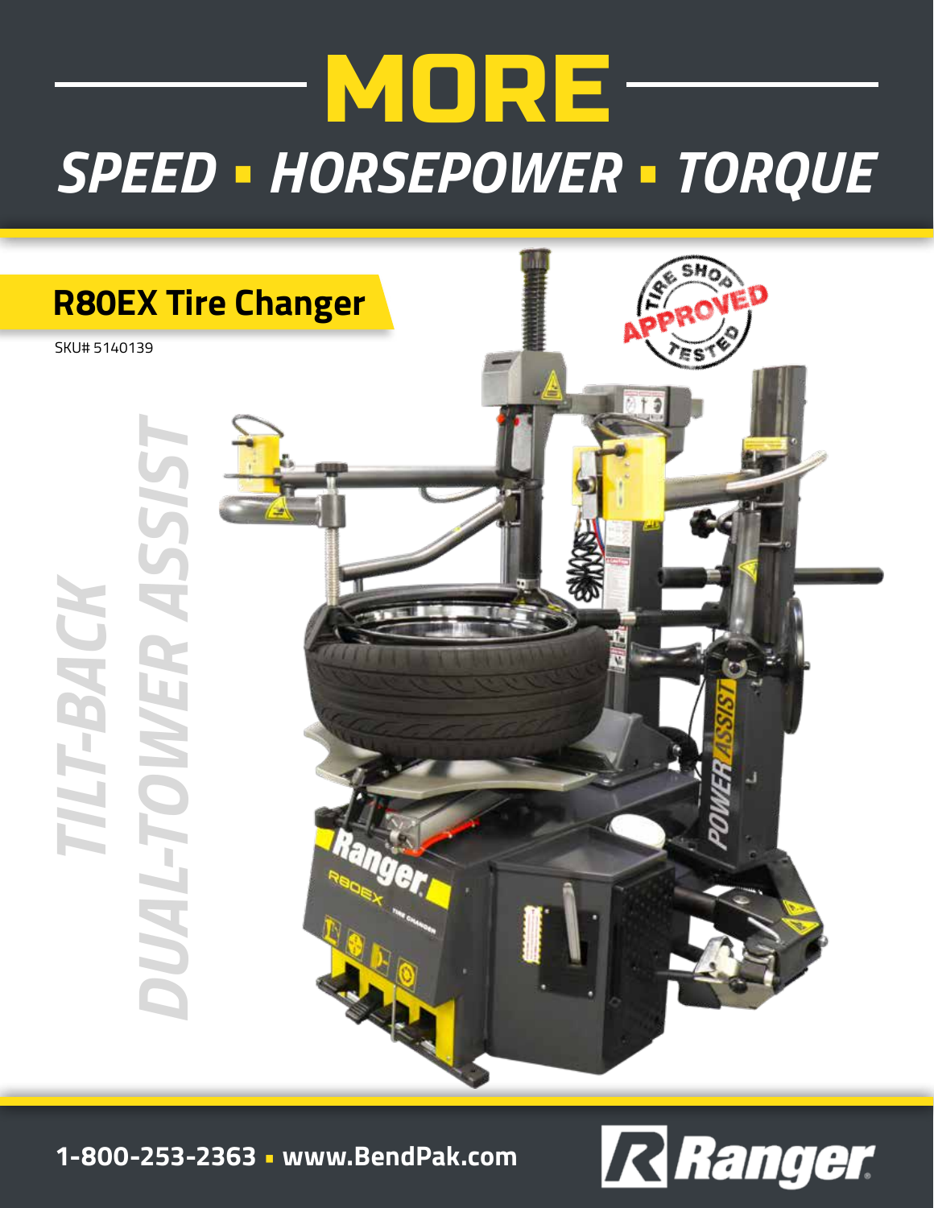# MORE

## *SPEED ▪ HORSEPOWER ▪ TORQUE*

## R80EX Tire Changer

SKU# 5140139

*TILT-BACK*

*DUAL-TOWER ASSIST*

TIRE SHOP APPROVED TESTED

**1-800-253-2363 ▪ www.BendPak.com**

Ranger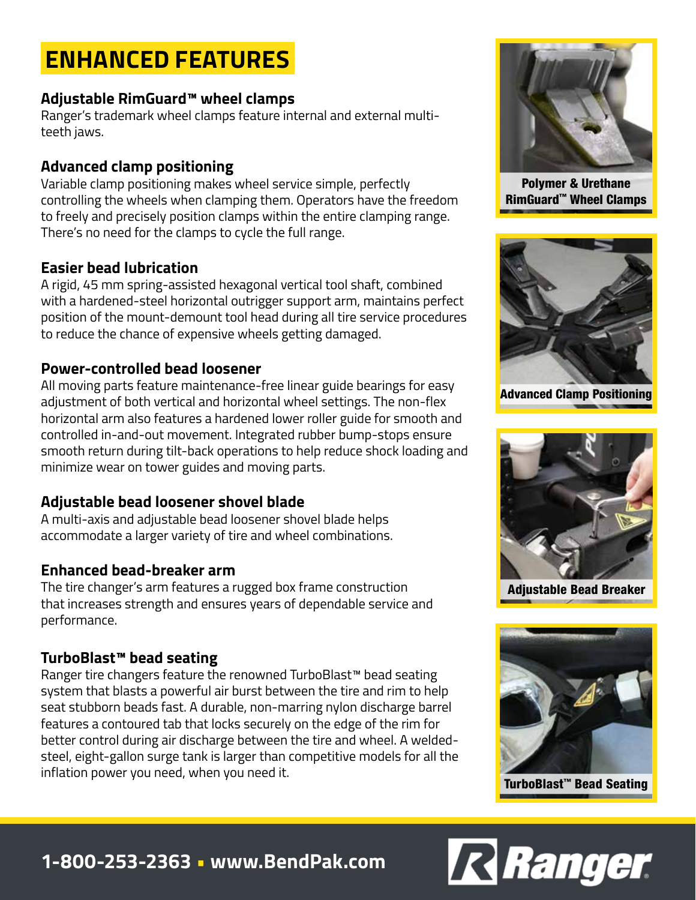# ENHANCED FEATURES

### Adjustable RimGuard™ wheel clamps

Ranger's trademark wheel clamps feature internal and external multi-teeth jaws.

### Advanced clamp positioning

Variable clamp positioning makes wheel service simple, perfectly controlling the wheels when clamping them. Operators have the freedom to freely and precisely position clamps within the entire clamping range. There's no need for the clamps to cycle the full range.

### Easier bead lubrication

A rigid, 45 mm spring-assisted hexagonal vertical tool shaft, combined with a hardened-steel horizontal outrigger support arm, maintains perfect position of the mount-demount tool head during all tire service procedures to reduce the chance of expensive wheels getting damaged.

### Power-controlled bead loosener

All moving parts feature maintenance-free linear guide bearings for easy adjustment of both vertical and horizontal wheel settings. The non-flex horizontal arm also features a hardened lower roller guide for smooth and controlled in-and-out movement. Integrated rubber bump-stops ensure smooth return during tilt-back operations to help reduce shock loading and minimize wear on tower guides and moving parts.

### Adjustable bead loosener shovel blade

A multi-axis and adjustable bead loosener shovel blade helps accommodate a larger variety of tire and wheel combinations.

### Enhanced bead-breaker arm

The tire changer's arm features a rugged box frame construction that increases strength and ensures years of dependable service and performance.

### TurboBlast™ bead seating

Ranger tire changers feature the renowned TurboBlast™ bead seating system that blasts a powerful air burst between the tire and rim to help seat stubborn beads fast. A durable, non-marring nylon discharge barrel features a contoured tab that locks securely on the edge of the rim for better control during air discharge between the tire and wheel. A welded-steel, eight-gallon surge tank is larger than competitive models for all the inflation power you need, when you need it.

Polymer & Urethane RimGuard™ Wheel Clamps

Advanced Clamp Positioning

Adjustable Bead Breaker

TurboBlast™ Bead Seating

**1-800-253-2363 ▪ www.BendPak.com**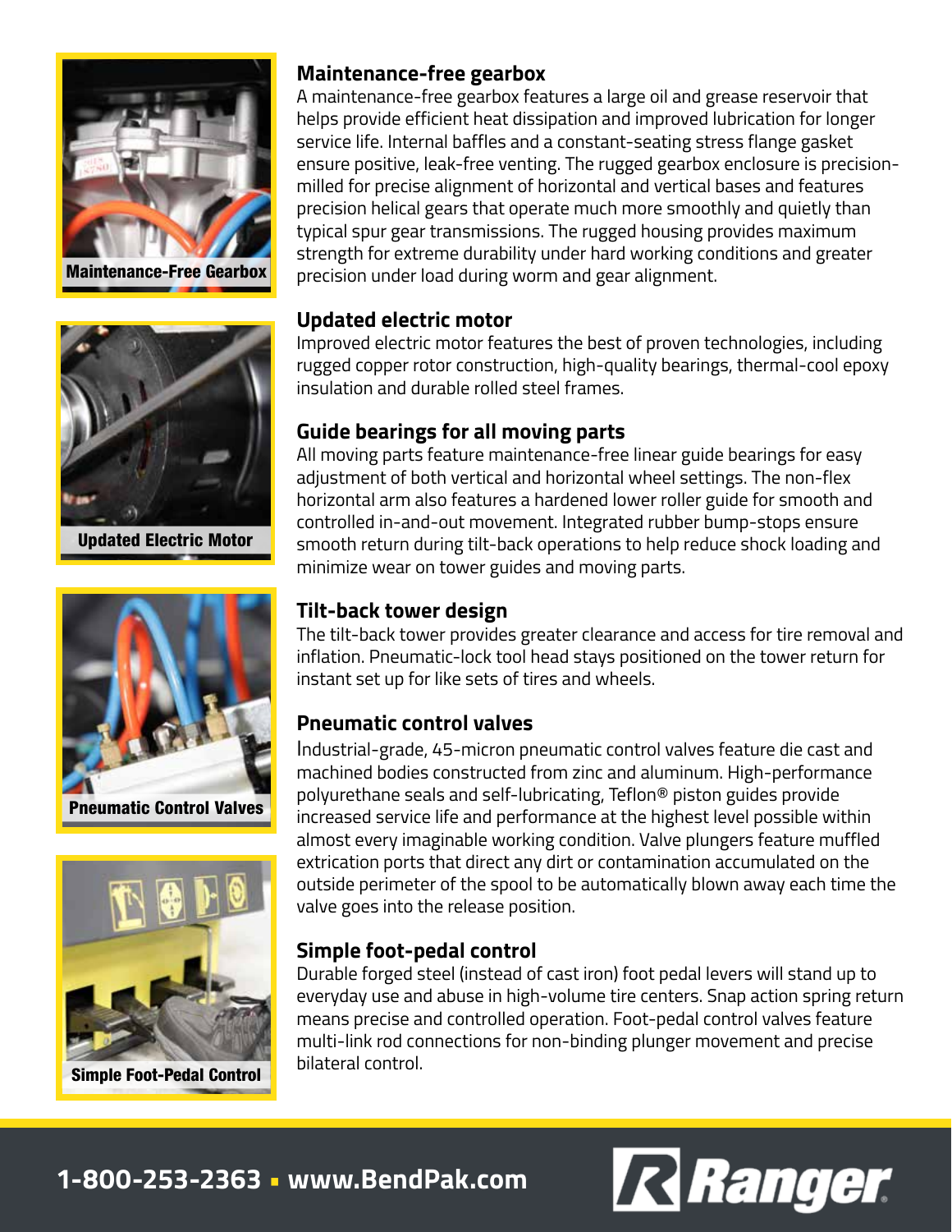Maintenance-Free Gearbox

Updated Electric Motor

Pneumatic Control Valves

Simple Foot-Pedal Control

## Maintenance-free gearbox

A maintenance-free gearbox features a large oil and grease reservoir that helps provide efficient heat dissipation and improved lubrication for longer service life. Internal baffles and a constant-seating stress flange gasket ensure positive, leak-free venting. The rugged gearbox enclosure is precision-milled for precise alignment of horizontal and vertical bases and features precision helical gears that operate much more smoothly and quietly than typical spur gear transmissions. The rugged housing provides maximum strength for extreme durability under hard working conditions and greater precision under load during worm and gear alignment.

## Updated electric motor

Improved electric motor features the best of proven technologies, including rugged copper rotor construction, high-quality bearings, thermal-cool epoxy insulation and durable rolled steel frames.

## Guide bearings for all moving parts

All moving parts feature maintenance-free linear guide bearings for easy adjustment of both vertical and horizontal wheel settings. The non-flex horizontal arm also features a hardened lower roller guide for smooth and controlled in-and-out movement. Integrated rubber bump-stops ensure smooth return during tilt-back operations to help reduce shock loading and minimize wear on tower guides and moving parts.

## Tilt-back tower design

The tilt-back tower provides greater clearance and access for tire removal and inflation. Pneumatic-lock tool head stays positioned on the tower return for instant set up for like sets of tires and wheels.

## Pneumatic control valves

Industrial-grade, 45-micron pneumatic control valves feature die cast and machined bodies constructed from zinc and aluminum. High-performance polyurethane seals and self-lubricating, Teflon® piston guides provide increased service life and performance at the highest level possible within almost every imaginable working condition. Valve plungers feature muffled extrication ports that direct any dirt or contamination accumulated on the outside perimeter of the spool to be automatically blown away each time the valve goes into the release position.

## Simple foot-pedal control

Durable forged steel (instead of cast iron) foot pedal levers will stand up to everyday use and abuse in high-volume tire centers. Snap action spring return means precise and controlled operation. Foot-pedal control valves feature multi-link rod connections for non-binding plunger movement and precise bilateral control.

**1-800-253-2363 ▪ www.BendPak.com**

Ranger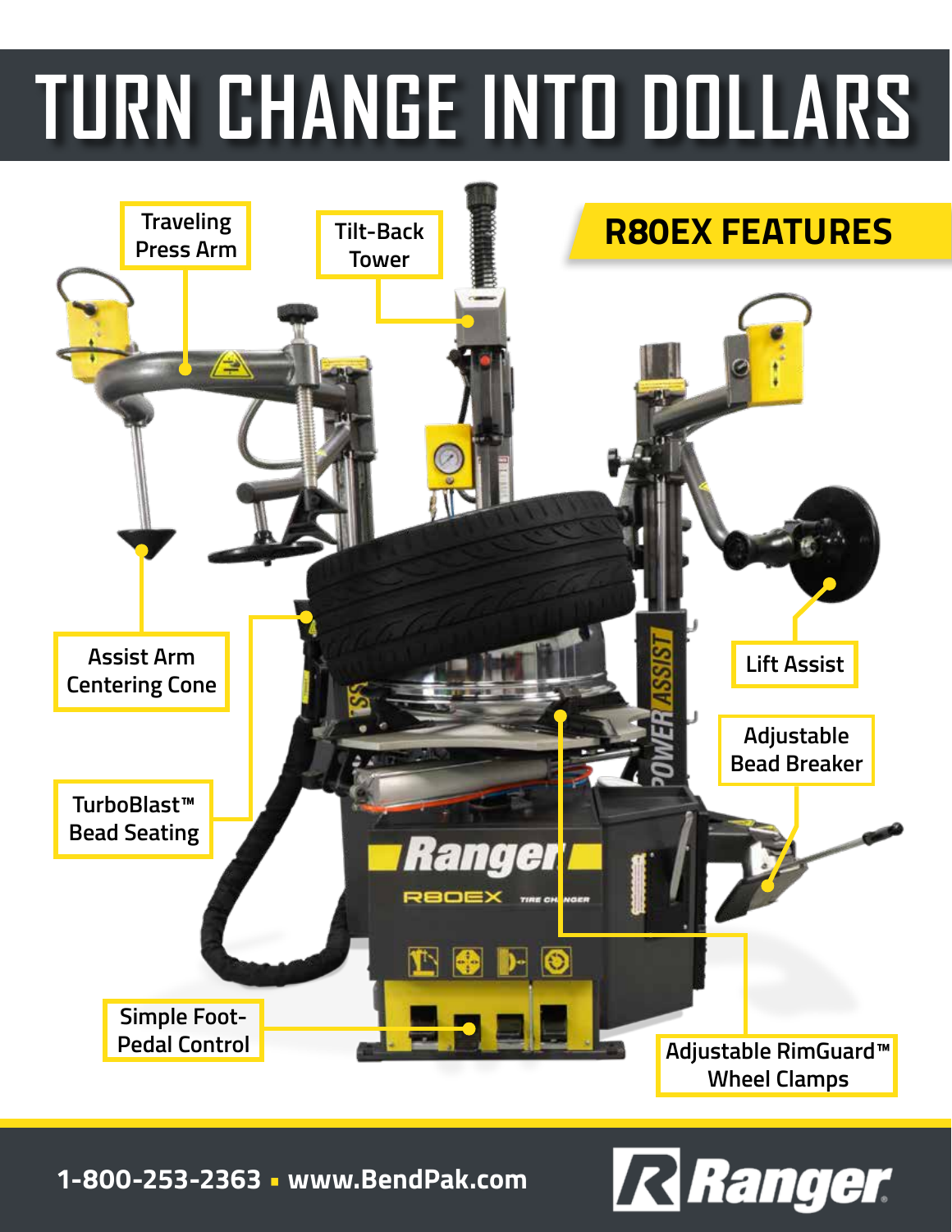# TURN CHANGE INTO DOLLARS

## R80EX FEATURES

- Traveling Press Arm
- Tilt-Back Tower
- Assist Arm Centering Cone
- Lift Assist
- Adjustable Bead Breaker
- TurboBlast™ Bead Seating
- Simple Foot-Pedal Control
- Adjustable RimGuard™ Wheel Clamps

1-800-253-2363 ▪ www.BendPak.com

Ranger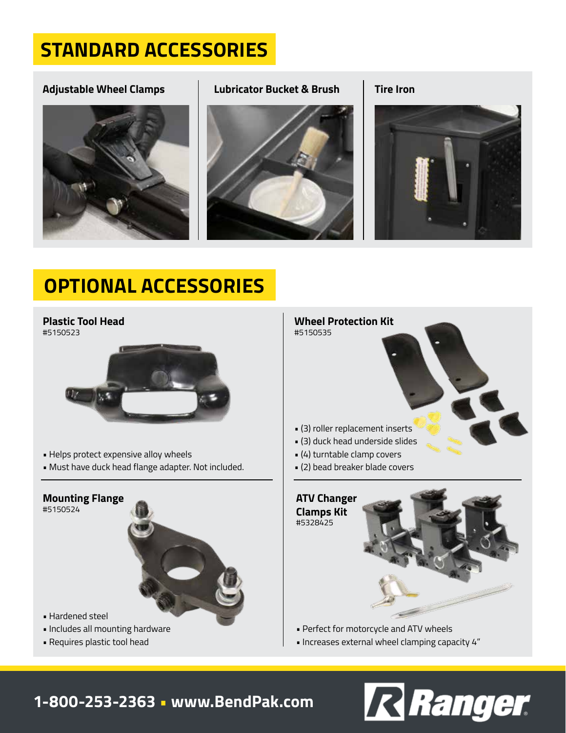# STANDARD ACCESSORIES

**Adjustable Wheel Clamps**

**Lubricator Bucket & Brush**

**Tire Iron**

# OPTIONAL ACCESSORIES

**Plastic Tool Head**
#5150523

- Helps protect expensive alloy wheels
- Must have duck head flange adapter. Not included.

**Mounting Flange**
#5150524

- Hardened steel
- Includes all mounting hardware
- Requires plastic tool head

**Wheel Protection Kit**
#5150535

- (3) roller replacement inserts
- (3) duck head underside slides
- (4) turntable clamp covers
- (2) bead breaker blade covers

**ATV Changer Clamps Kit**
#5328425

- Perfect for motorcycle and ATV wheels
- Increases external wheel clamping capacity 4"

**1-800-253-2363 ▪ www.BendPak.com**

Ranger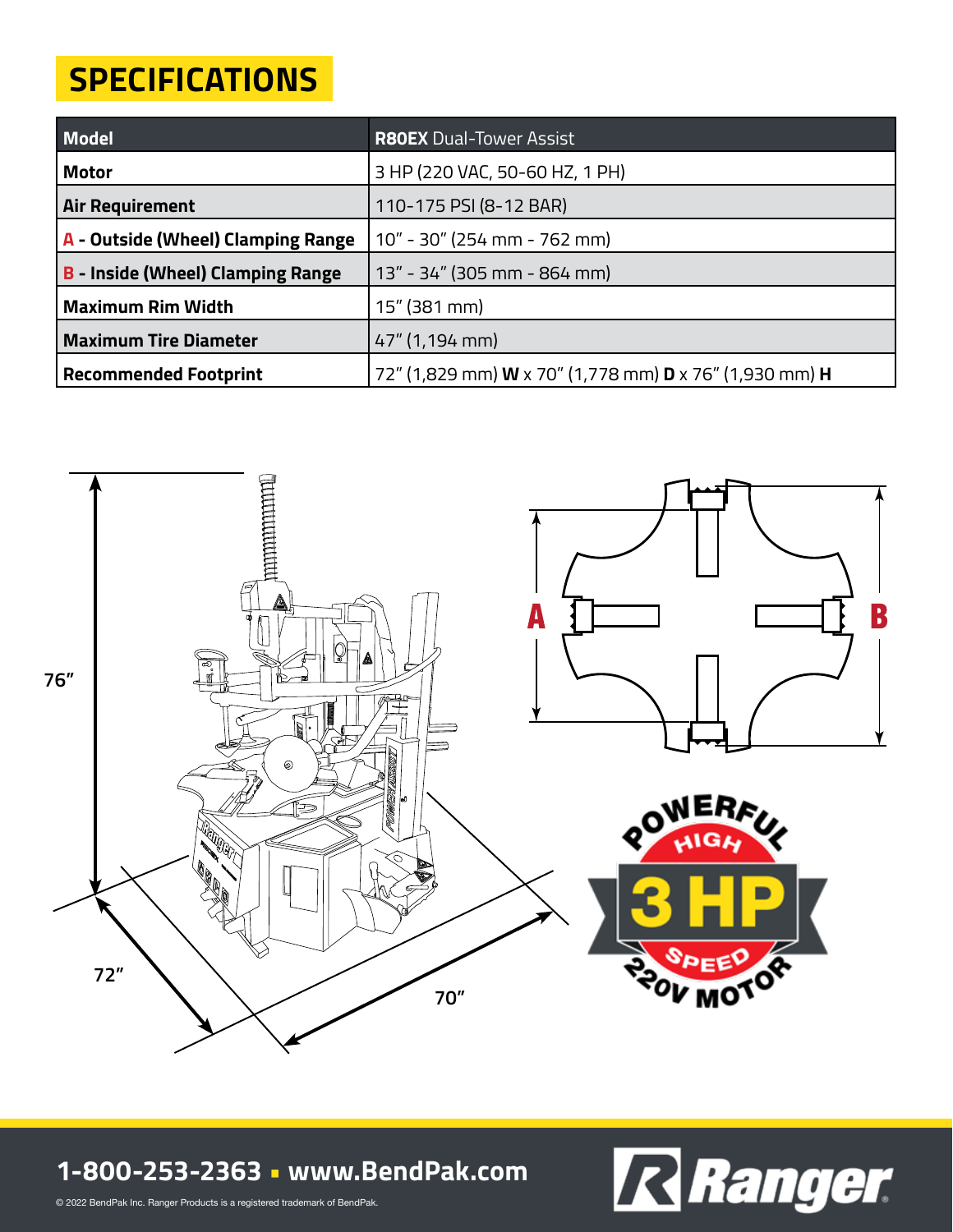# SPECIFICATIONS

| Model | **R80EX** Dual-Tower Assist |
|---|---|
| **Motor** | 3 HP (220 VAC, 50-60 HZ, 1 PH) |
| **Air Requirement** | 110-175 PSI (8-12 BAR) |
| **A - Outside (Wheel) Clamping Range** | 10" - 30" (254 mm - 762 mm) |
| **B - Inside (Wheel) Clamping Range** | 13" - 34" (305 mm - 864 mm) |
| **Maximum Rim Width** | 15" (381 mm) |
| **Maximum Tire Diameter** | 47" (1,194 mm) |
| **Recommended Footprint** | 72" (1,829 mm) **W** x 70" (1,778 mm) **D** x 76" (1,930 mm) **H** |

76"

72"

70"

A

B

POWERFUL HIGH SPEED 3 HP 220V MOTOR

**1-800-253-2363 ▪ www.BendPak.com**

© 2022 BendPak Inc. Ranger Products is a registered trademark of BendPak.

Ranger